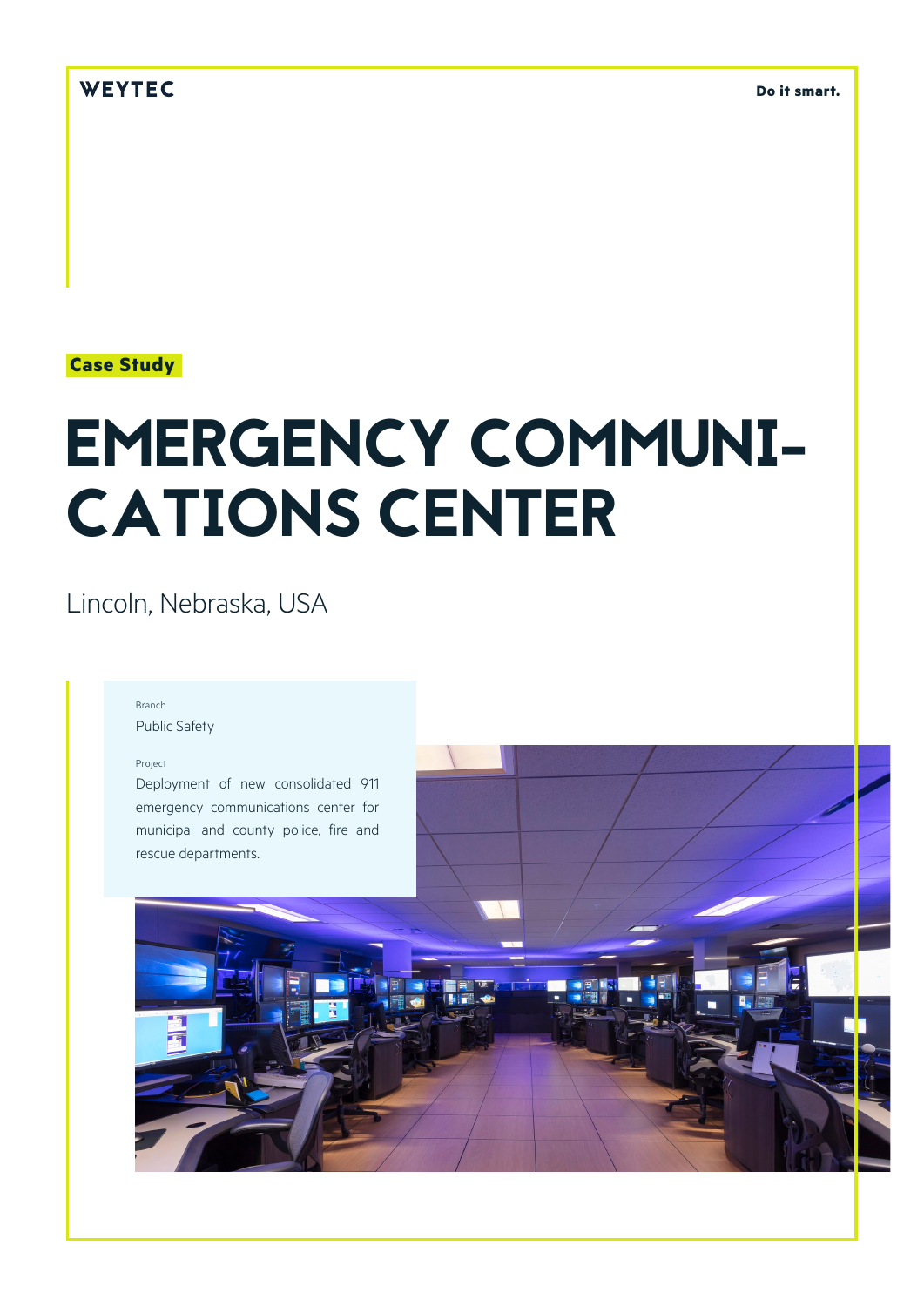WEYTEC

Do it smart.

**Case Study**

# EMERGENCY COMMUNI-CATIONS CENTER

Lincoln, Nebraska, USA

Branch

Public Safety

Project

Deployment of new consolidated 911 emergency communications center for municipal and county police, fire and rescue departments.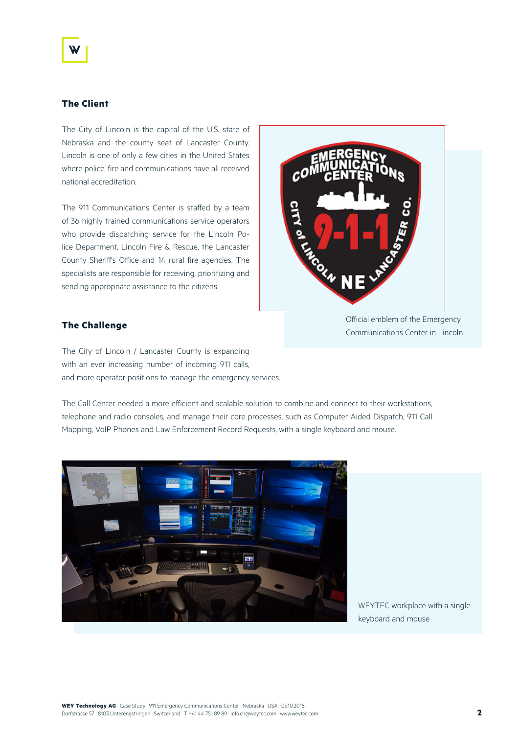## The Client

The City of Lincoln is the capital of the U.S. state of Nebraska and the county seat of Lancaster County. Lincoln is one of only a few cities in the United States where police, fire and communications have all received national accreditation.

The 911 Communications Center is staffed by a team of 36 highly trained communications service operators who provide dispatching service for the Lincoln Police Department, Lincoln Fire & Rescue, the Lancaster County Sheriff's Office and 14 rural fire agencies. The specialists are responsible for receiving, prioritizing and sending appropriate assistance to the citizens.

Official emblem of the Emergency Communications Center in Lincoln

## The Challenge

The City of Lincoln / Lancaster County is expanding with an ever increasing number of incoming 911 calls, and more operator positions to manage the emergency services.

The Call Center needed a more efficient and scalable solution to combine and connect to their workstations, telephone and radio consoles, and manage their core processes, such as Computer Aided Dispatch, 911 Call Mapping, VoIP Phones and Law Enforcement Record Requests, with a single keyboard and mouse.

WEYTEC workplace with a single keyboard and mouse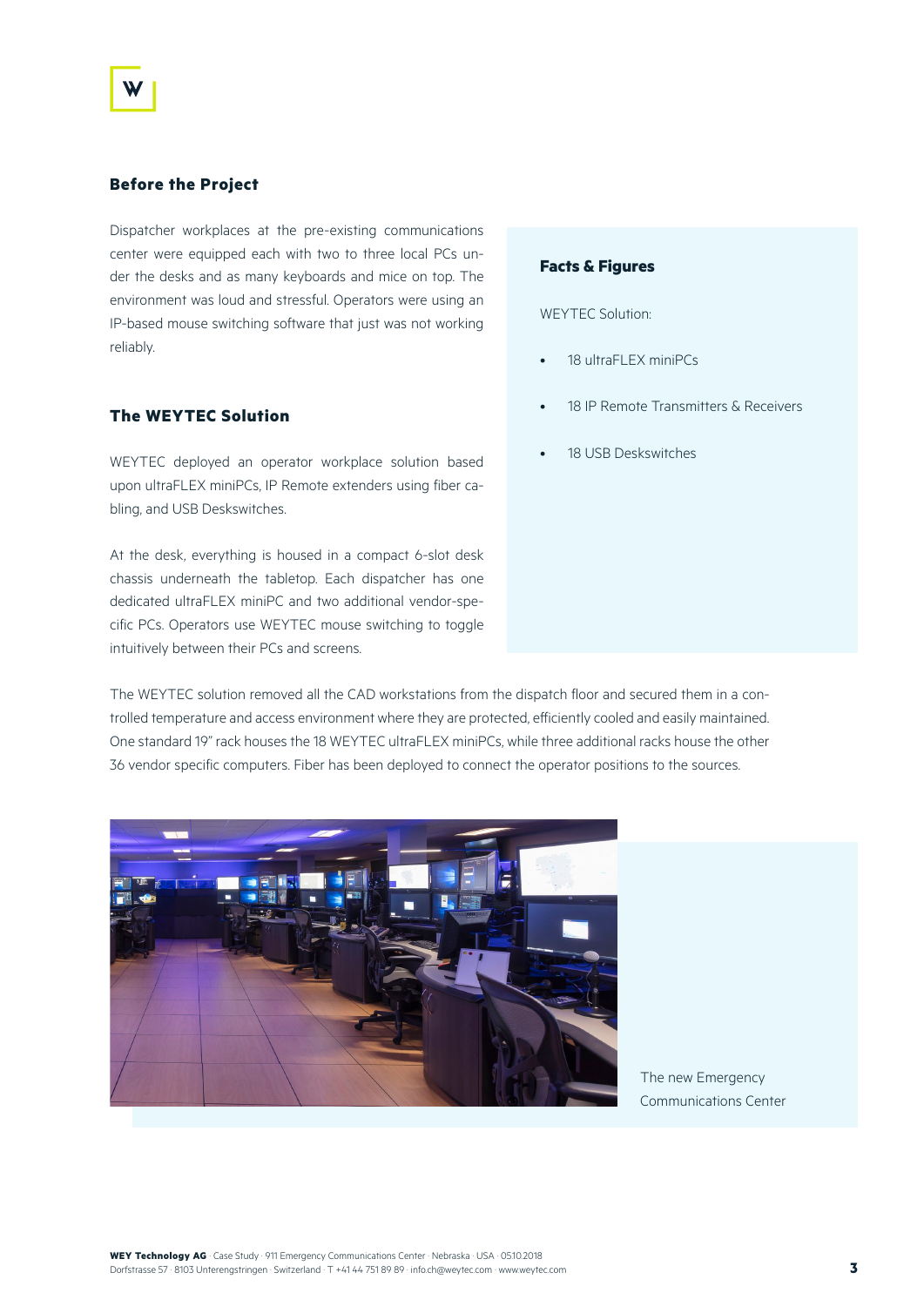## Before the Project

Dispatcher workplaces at the pre-existing communications center were equipped each with two to three local PCs under the desks and as many keyboards and mice on top. The environment was loud and stressful. Operators were using an IP-based mouse switching software that just was not working reliably.

## The WEYTEC Solution

WEYTEC deployed an operator workplace solution based upon ultraFLEX miniPCs, IP Remote extenders using fiber cabling, and USB Deskswitches.

At the desk, everything is housed in a compact 6-slot desk chassis underneath the tabletop. Each dispatcher has one dedicated ultraFLEX miniPC and two additional vendor-specific PCs. Operators use WEYTEC mouse switching to toggle intuitively between their PCs and screens.

### Facts & Figures

WEYTEC Solution:

- 18 ultraFLEX miniPCs
- 18 IP Remote Transmitters & Receivers
- 18 USB Deskswitches

The WEYTEC solution removed all the CAD workstations from the dispatch floor and secured them in a controlled temperature and access environment where they are protected, efficiently cooled and easily maintained. One standard 19" rack houses the 18 WEYTEC ultraFLEX miniPCs, while three additional racks house the other 36 vendor specific computers. Fiber has been deployed to connect the operator positions to the sources.

The new Emergency Communications Center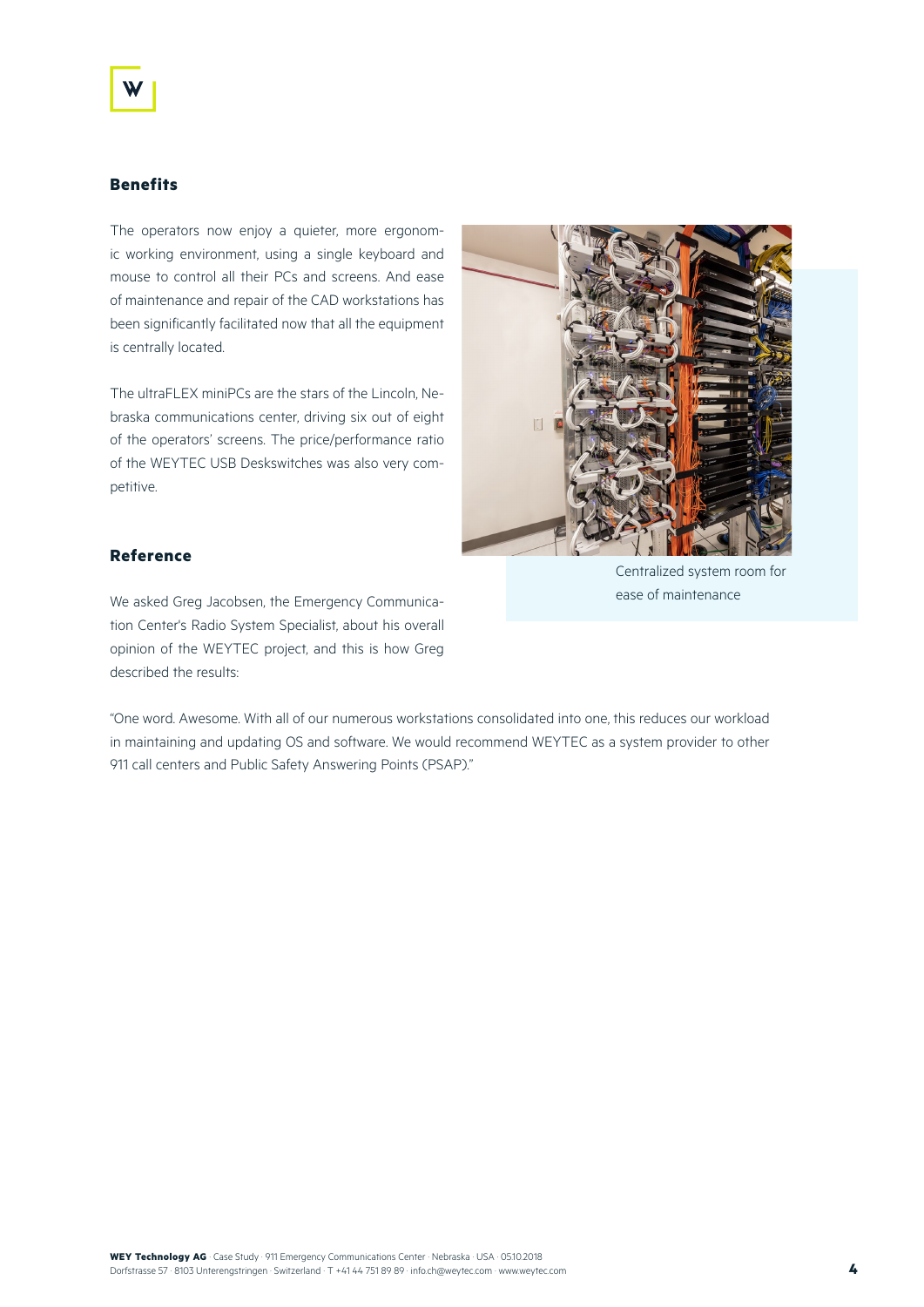## Benefits

The operators now enjoy a quieter, more ergonomic working environment, using a single keyboard and mouse to control all their PCs and screens. And ease of maintenance and repair of the CAD workstations has been significantly facilitated now that all the equipment is centrally located.

The ultraFLEX miniPCs are the stars of the Lincoln, Nebraska communications center, driving six out of eight of the operators' screens. The price/performance ratio of the WEYTEC USB Deskswitches was also very competitive.

Centralized system room for ease of maintenance

## Reference

We asked Greg Jacobsen, the Emergency Communication Center's Radio System Specialist, about his overall opinion of the WEYTEC project, and this is how Greg described the results:

"One word. Awesome. With all of our numerous workstations consolidated into one, this reduces our workload in maintaining and updating OS and software. We would recommend WEYTEC as a system provider to other 911 call centers and Public Safety Answering Points (PSAP)."